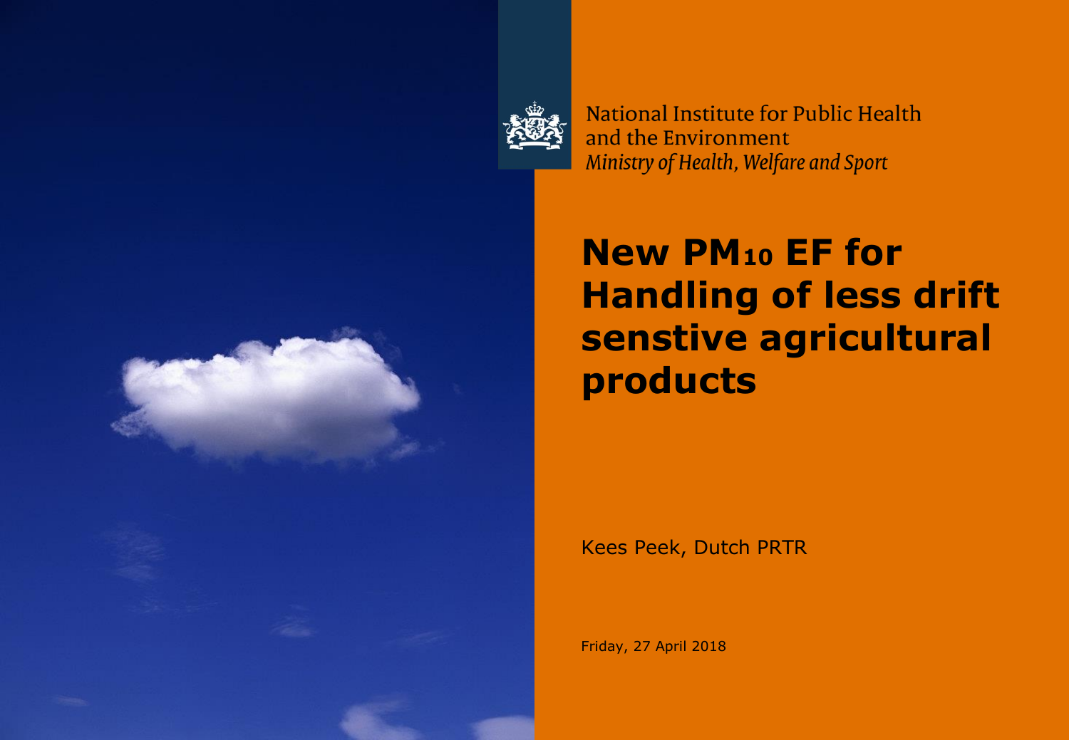National Institute for Public Health
and the Environment
*Ministry of Health, Welfare and Sport*

# New $PM_{10}$ EF for Handling of less drift senstive agricultural products

Kees Peek, Dutch PRTR

Friday, 27 April 2018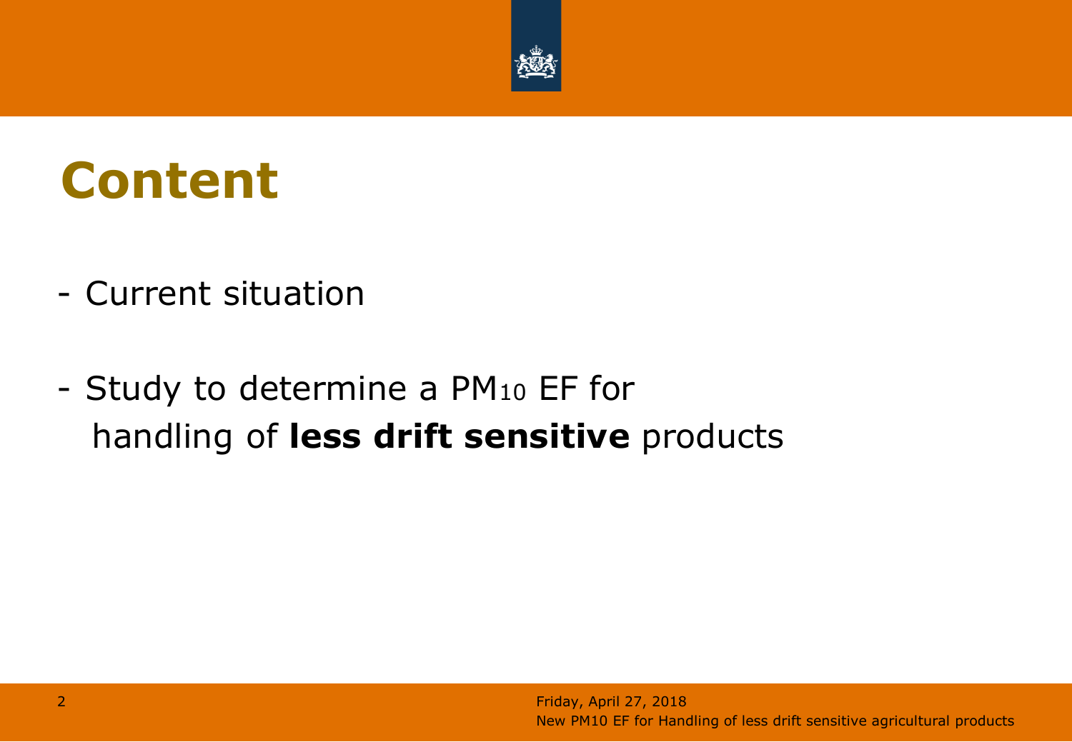# Content

- Current situation

- Study to determine a $PM_{10}$ EF for handling of **less drift sensitive** products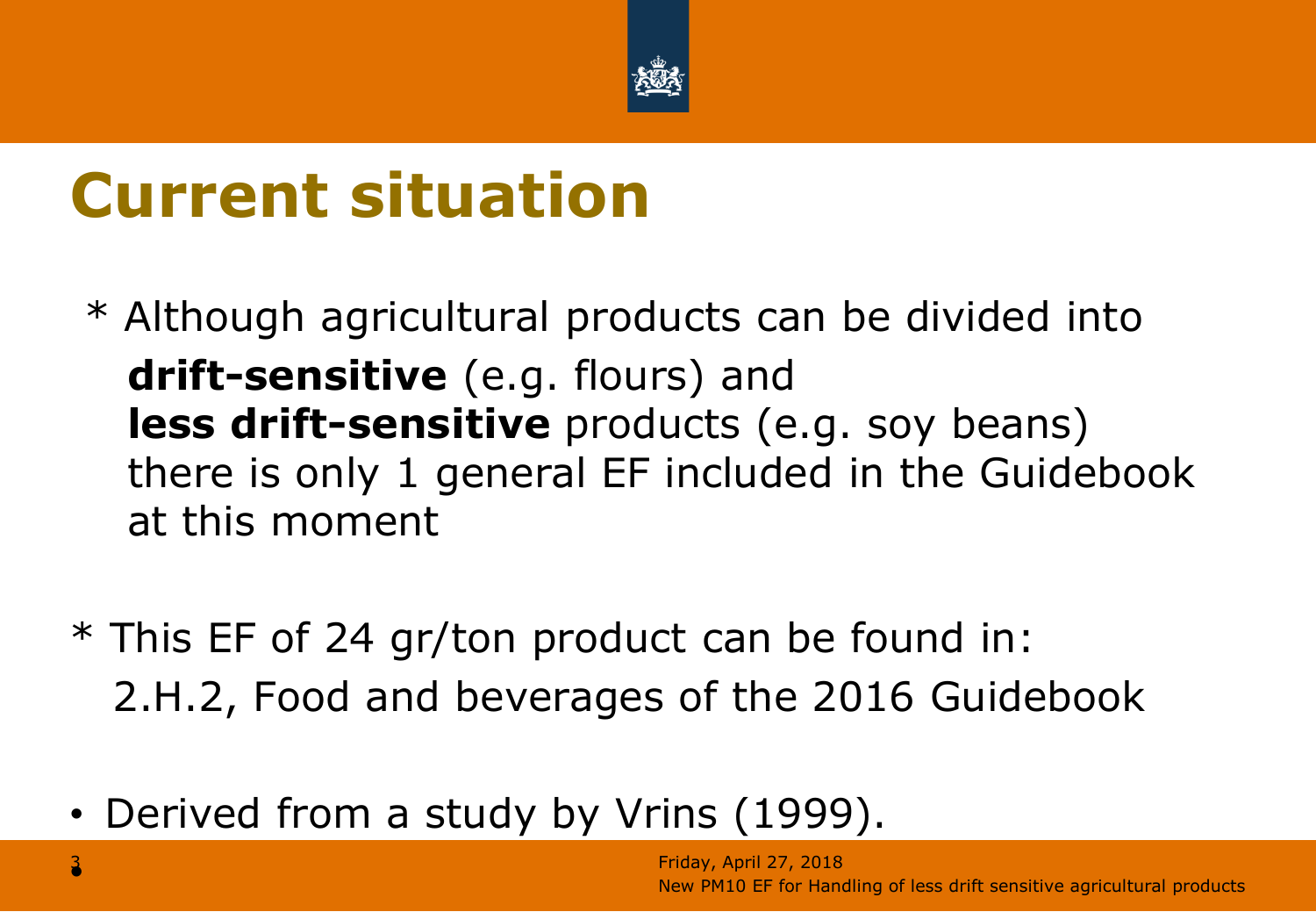# Current situation

* Although agricultural products can be divided into **drift-sensitive** (e.g. flours) and **less drift-sensitive** products (e.g. soy beans) there is only 1 general EF included in the Guidebook at this moment

* This EF of 24 gr/ton product can be found in: 2.H.2, Food and beverages of the 2016 Guidebook

- Derived from a study by Vrins (1999).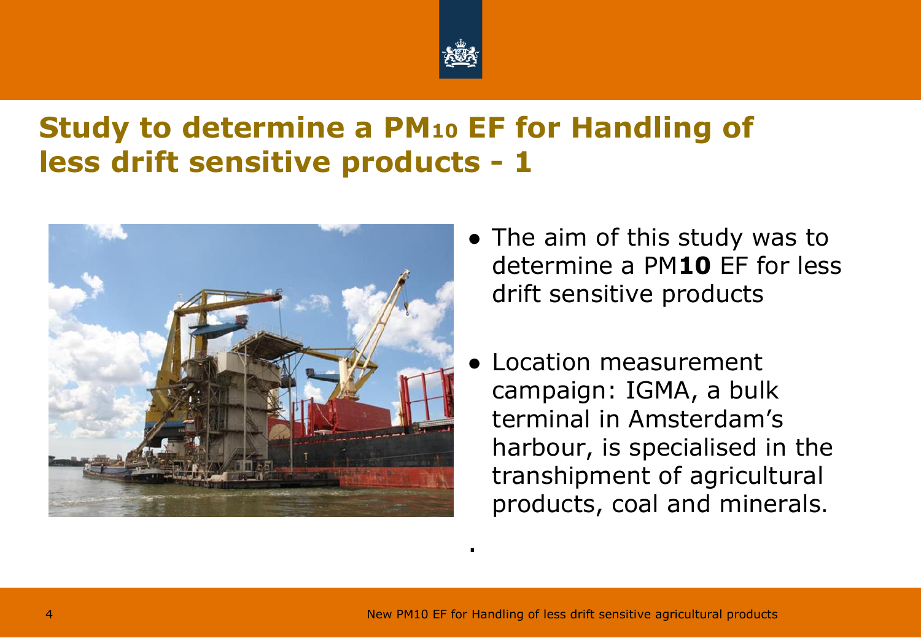# Study to determine a $PM_{10}$ EF for Handling of less drift sensitive products - 1

- The aim of this study was to determine a PM**10** EF for less drift sensitive products
- Location measurement campaign: IGMA, a bulk terminal in Amsterdam's harbour, is specialised in the transhipment of agricultural products, coal and minerals.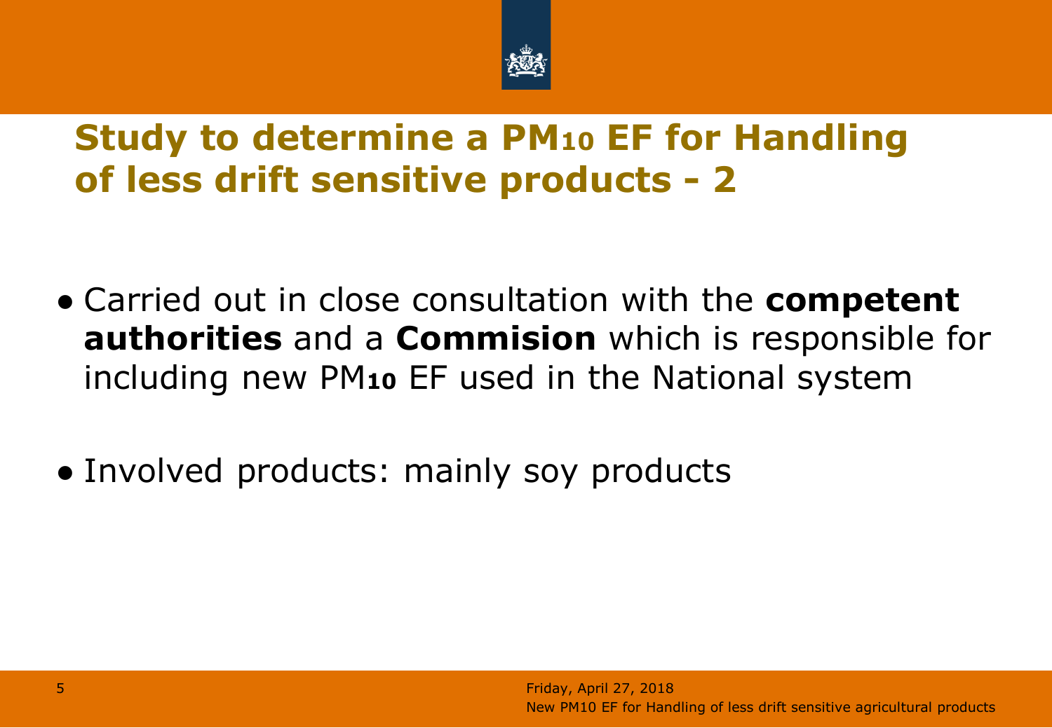# Study to determine a $PM_{10}$ EF for Handling of less drift sensitive products - 2

- Carried out in close consultation with the **competent authorities** and a **Commision** which is responsible for including new $PM_{10}$ EF used in the National system

- Involved products: mainly soy products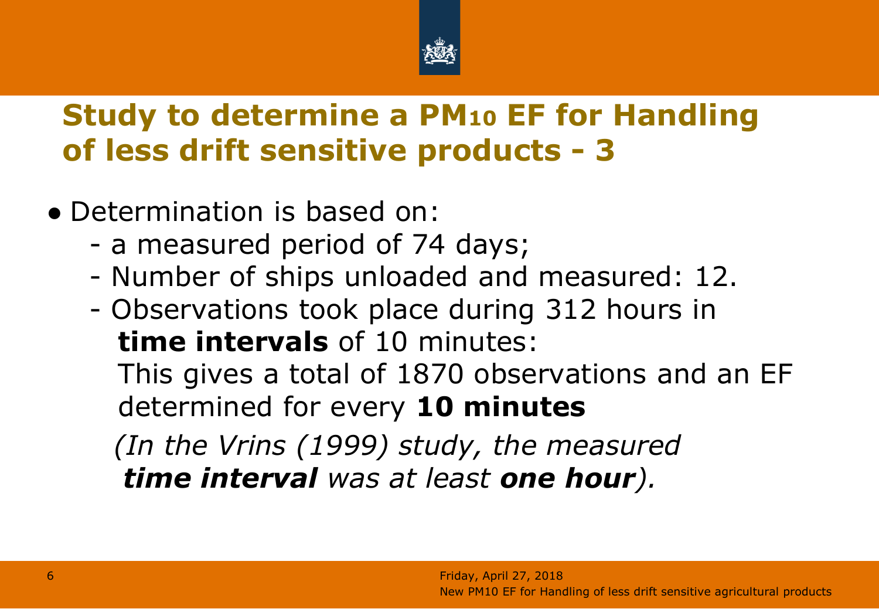# Study to determine a $PM_{10}$ EF for Handling of less drift sensitive products - 3

- Determination is based on:
  - a measured period of 74 days;
  - Number of ships unloaded and measured: 12.
  - Observations took place during 312 hours in **time intervals** of 10 minutes:

    This gives a total of 1870 observations and an EF determined for every **10 minutes**

    *(In the Vrins (1999) study, the measured* ***time interval*** *was at least* ***one hour****).*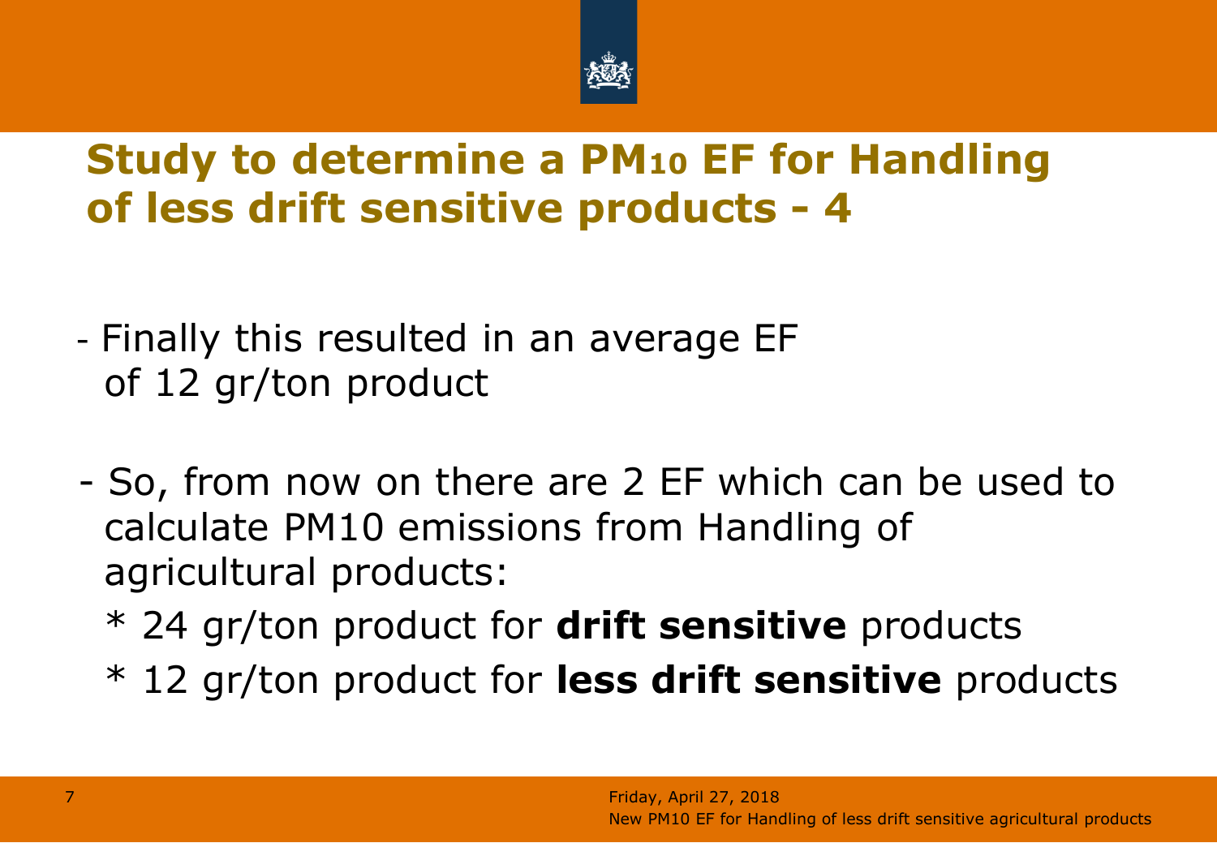# Study to determine a $PM_{10}$ EF for Handling of less drift sensitive products - 4

- Finally this resulted in an average EF of 12 gr/ton product

- So, from now on there are 2 EF which can be used to calculate PM10 emissions from Handling of agricultural products:

  * 24 gr/ton product for **drift sensitive** products
  * 12 gr/ton product for **less drift sensitive** products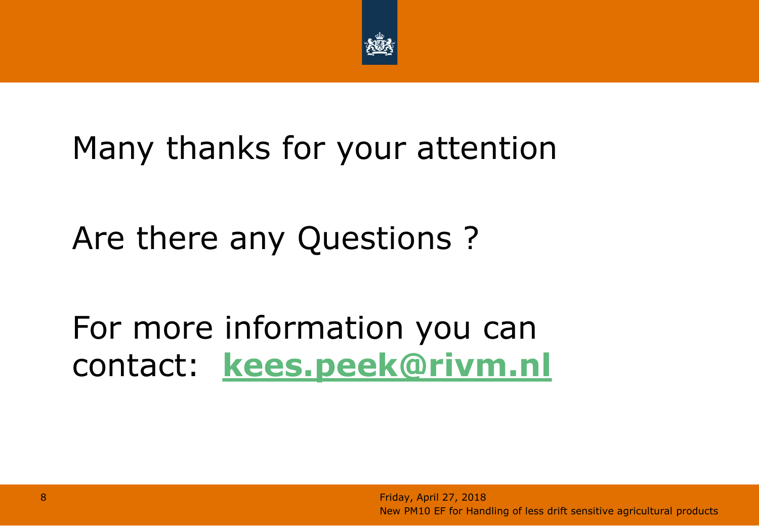Many thanks for your attention

Are there any Questions ?

For more information you can contact: **kees.peek@rivm.nl**